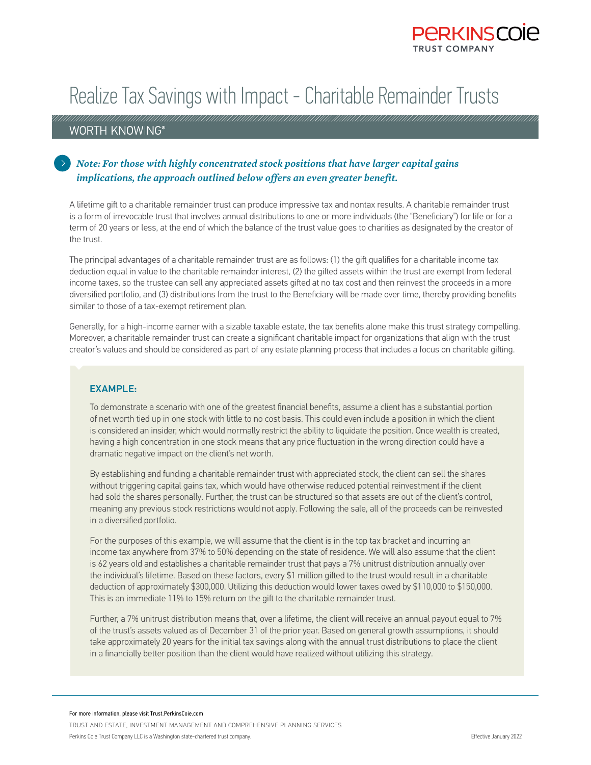# Realize Tax Savings with Impact - Charitable Remainder Trusts

## WORTH KNOWING®

***Note: For those with highly concentrated stock positions that have larger capital gains implications, the approach outlined below offers an even greater benefit.***

A lifetime gift to a charitable remainder trust can produce impressive tax and nontax results. A charitable remainder trust is a form of irrevocable trust that involves annual distributions to one or more individuals (the "Beneficiary") for life or for a term of 20 years or less, at the end of which the balance of the trust value goes to charities as designated by the creator of the trust.

The principal advantages of a charitable remainder trust are as follows: (1) the gift qualifies for a charitable income tax deduction equal in value to the charitable remainder interest, (2) the gifted assets within the trust are exempt from federal income taxes, so the trustee can sell any appreciated assets gifted at no tax cost and then reinvest the proceeds in a more diversified portfolio, and (3) distributions from the trust to the Beneficiary will be made over time, thereby providing benefits similar to those of a tax-exempt retirement plan.

Generally, for a high-income earner with a sizable taxable estate, the tax benefits alone make this trust strategy compelling. Moreover, a charitable remainder trust can create a significant charitable impact for organizations that align with the trust creator's values and should be considered as part of any estate planning process that includes a focus on charitable gifting.

### EXAMPLE:

To demonstrate a scenario with one of the greatest financial benefits, assume a client has a substantial portion of net worth tied up in one stock with little to no cost basis. This could even include a position in which the client is considered an insider, which would normally restrict the ability to liquidate the position. Once wealth is created, having a high concentration in one stock means that any price fluctuation in the wrong direction could have a dramatic negative impact on the client's net worth.

By establishing and funding a charitable remainder trust with appreciated stock, the client can sell the shares without triggering capital gains tax, which would have otherwise reduced potential reinvestment if the client had sold the shares personally. Further, the trust can be structured so that assets are out of the client's control, meaning any previous stock restrictions would not apply. Following the sale, all of the proceeds can be reinvested in a diversified portfolio.

For the purposes of this example, we will assume that the client is in the top tax bracket and incurring an income tax anywhere from 37% to 50% depending on the state of residence. We will also assume that the client is 62 years old and establishes a charitable remainder trust that pays a 7% unitrust distribution annually over the individual's lifetime. Based on these factors, every $1 million gifted to the trust would result in a charitable deduction of approximately $300,000. Utilizing this deduction would lower taxes owed by $110,000 to $150,000. This is an immediate 11% to 15% return on the gift to the charitable remainder trust.

Further, a 7% unitrust distribution means that, over a lifetime, the client will receive an annual payout equal to 7% of the trust's assets valued as of December 31 of the prior year. Based on general growth assumptions, it should take approximately 20 years for the initial tax savings along with the annual trust distributions to place the client in a financially better position than the client would have realized without utilizing this strategy.

For more information, please visit Trust.PerkinsCoie.com

TRUST AND ESTATE, INVESTMENT MANAGEMENT AND COMPREHENSIVE PLANNING SERVICES

Perkins Coie Trust Company LLC is a Washington state-chartered trust company.

Effective January 2022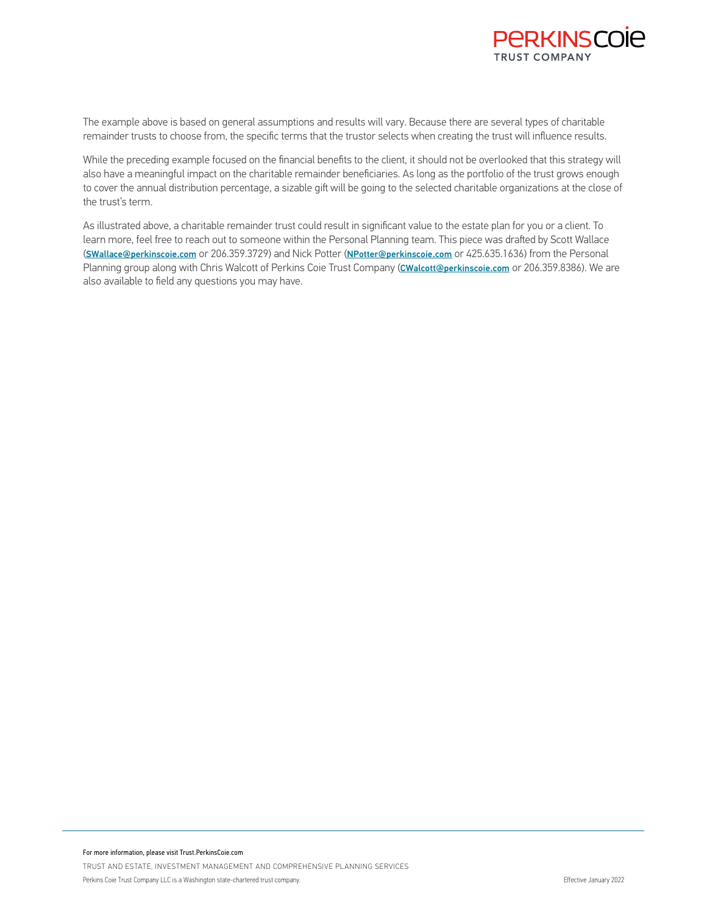The example above is based on general assumptions and results will vary. Because there are several types of charitable remainder trusts to choose from, the specific terms that the trustor selects when creating the trust will influence results.

While the preceding example focused on the financial benefits to the client, it should not be overlooked that this strategy will also have a meaningful impact on the charitable remainder beneficiaries. As long as the portfolio of the trust grows enough to cover the annual distribution percentage, a sizable gift will be going to the selected charitable organizations at the close of the trust's term.

As illustrated above, a charitable remainder trust could result in significant value to the estate plan for you or a client. To learn more, feel free to reach out to someone within the Personal Planning team. This piece was drafted by Scott Wallace (SWallace@perkinscoie.com or 206.359.3729) and Nick Potter (NPotter@perkinscoie.com or 425.635.1636) from the Personal Planning group along with Chris Walcott of Perkins Coie Trust Company (CWalcott@perkinscoie.com or 206.359.8386). We are also available to field any questions you may have.